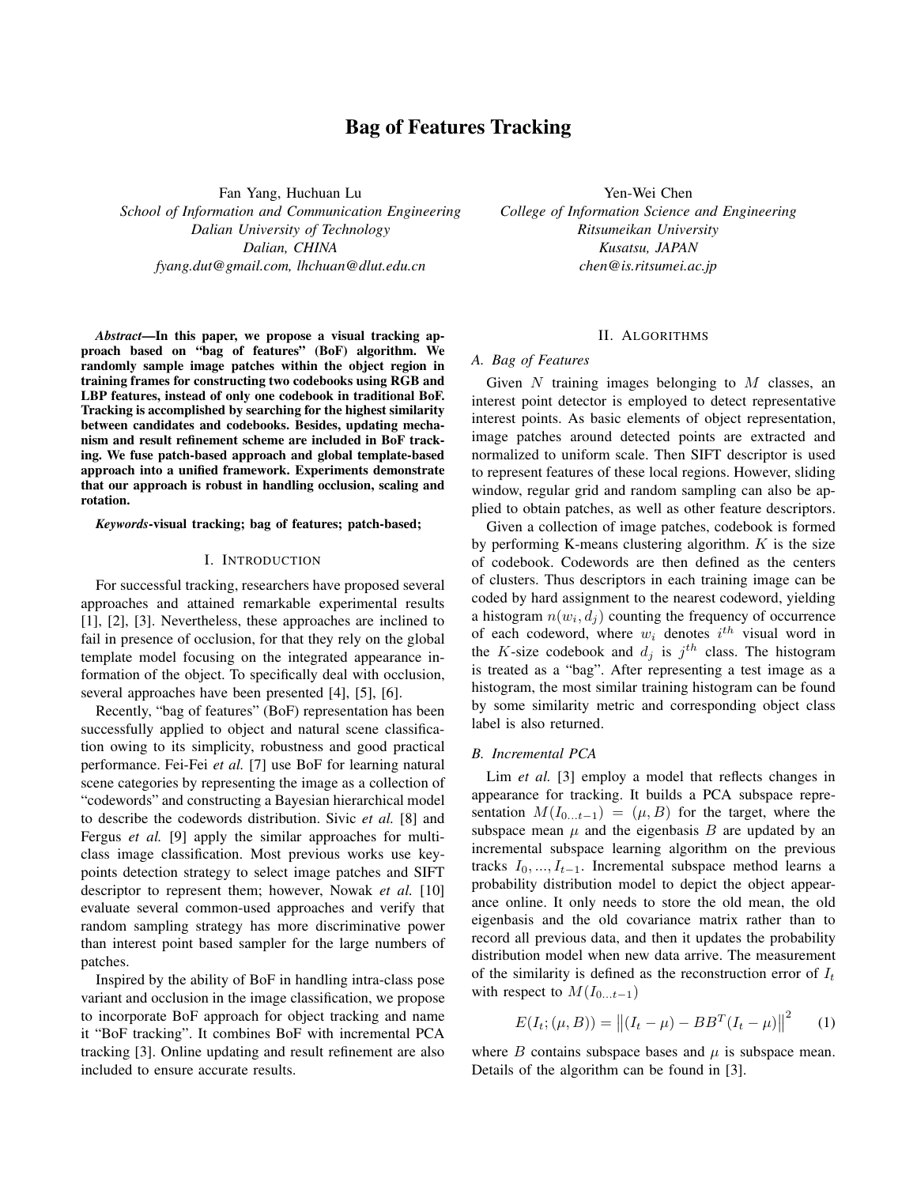# Bag of Features Tracking

Fan Yang, Huchuan Lu
*School of Information and Communication Engineering*
*Dalian University of Technology*
*Dalian, CHINA*
*fyang.dut@gmail.com, lhchuan@dlut.edu.cn*

Yen-Wei Chen
*College of Information Science and Engineering*
*Ritsumeikan University*
*Kusatsu, JAPAN*
*chen@is.ritsumei.ac.jp*

***Abstract*—In this paper, we propose a visual tracking approach based on "bag of features" (BoF) algorithm. We randomly sample image patches within the object region in training frames for constructing two codebooks using RGB and LBP features, instead of only one codebook in traditional BoF. Tracking is accomplished by searching for the highest similarity between candidates and codebooks. Besides, updating mechanism and result refinement scheme are included in BoF tracking. We fuse patch-based approach and global template-based approach into a unified framework. Experiments demonstrate that our approach is robust in handling occlusion, scaling and rotation.**

***Keywords*-visual tracking; bag of features; patch-based;**

## I. Introduction

For successful tracking, researchers have proposed several approaches and attained remarkable experimental results [1], [2], [3]. Nevertheless, these approaches are inclined to fail in presence of occlusion, for that they rely on the global template model focusing on the integrated appearance information of the object. To specifically deal with occlusion, several approaches have been presented [4], [5], [6].

Recently, "bag of features" (BoF) representation has been successfully applied to object and natural scene classification owing to its simplicity, robustness and good practical performance. Fei-Fei *et al.* [7] use BoF for learning natural scene categories by representing the image as a collection of "codewords" and constructing a Bayesian hierarchical model to describe the codewords distribution. Sivic *et al.* [8] and Fergus *et al.* [9] apply the similar approaches for multi-class image classification. Most previous works use key-points detection strategy to select image patches and SIFT descriptor to represent them; however, Nowak *et al.* [10] evaluate several common-used approaches and verify that random sampling strategy has more discriminative power than interest point based sampler for the large numbers of patches.

Inspired by the ability of BoF in handling intra-class pose variant and occlusion in the image classification, we propose to incorporate BoF approach for object tracking and name it "BoF tracking". It combines BoF with incremental PCA tracking [3]. Online updating and result refinement are also included to ensure accurate results.

## II. Algorithms

### A. Bag of Features

Given $N$ training images belonging to $M$ classes, an interest point detector is employed to detect representative interest points. As basic elements of object representation, image patches around detected points are extracted and normalized to uniform scale. Then SIFT descriptor is used to represent features of these local regions. However, sliding window, regular grid and random sampling can also be applied to obtain patches, as well as other feature descriptors.

Given a collection of image patches, codebook is formed by performing K-means clustering algorithm. $K$ is the size of codebook. Codewords are then defined as the centers of clusters. Thus descriptors in each training image can be coded by hard assignment to the nearest codeword, yielding a histogram $n(w_i, d_j)$ counting the frequency of occurrence of each codeword, where $w_i$ denotes $i^{th}$ visual word in the $K$-size codebook and $d_j$ is $j^{th}$ class. The histogram is treated as a "bag". After representing a test image as a histogram, the most similar training histogram can be found by some similarity metric and corresponding object class label is also returned.

### B. Incremental PCA

Lim *et al.* [3] employ a model that reflects changes in appearance for tracking. It builds a PCA subspace representation $M(I_{0...t-1}) = (\mu, B)$ for the target, where the subspace mean $\mu$ and the eigenbasis $B$ are updated by an incremental subspace learning algorithm on the previous tracks $I_0, ..., I_{t-1}$. Incremental subspace method learns a probability distribution model to depict the object appearance online. It only needs to store the old mean, the old eigenbasis and the old covariance matrix rather than to record all previous data, and then it updates the probability distribution model when new data arrive. The measurement of the similarity is defined as the reconstruction error of $I_t$ with respect to $M(I_{0...t-1})$

$$E(I_t; (\mu, B)) = \left\|(I_t - \mu) - BB^T(I_t - \mu)\right\|^2 \tag{1}$$

where $B$ contains subspace bases and $\mu$ is subspace mean. Details of the algorithm can be found in [3].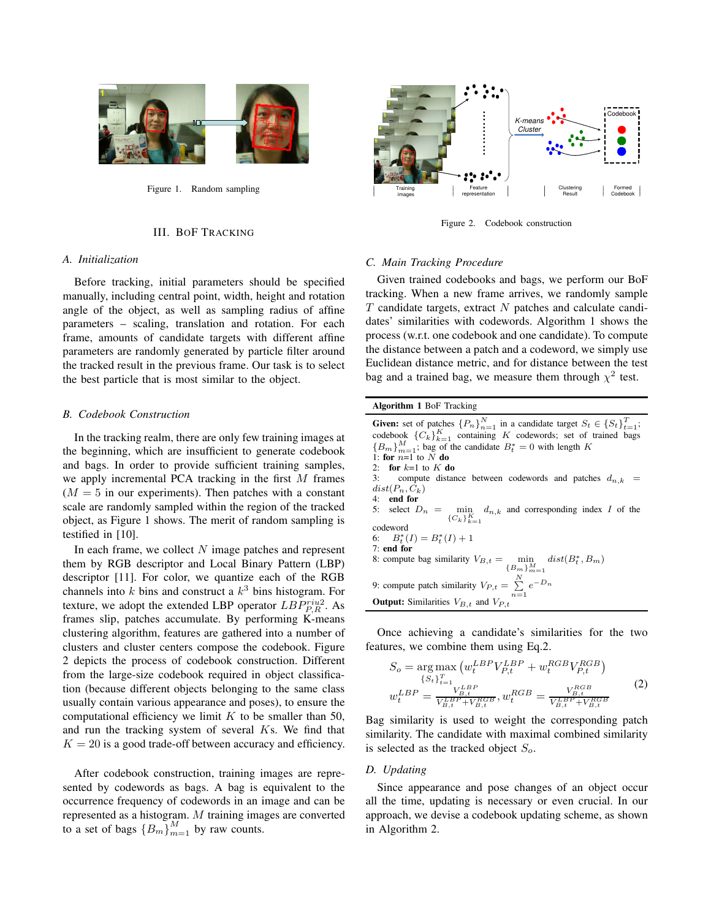Figure 1. Random sampling

Figure 2. Codebook construction

## III. BoF Tracking

### A. Initialization

Before tracking, initial parameters should be specified manually, including central point, width, height and rotation angle of the object, as well as sampling radius of affine parameters – scaling, translation and rotation. For each frame, amounts of candidate targets with different affine parameters are randomly generated by particle filter around the tracked result in the previous frame. Our task is to select the best particle that is most similar to the object.

### B. Codebook Construction

In the tracking realm, there are only few training images at the beginning, which are insufficient to generate codebook and bags. In order to provide sufficient training samples, we apply incremental PCA tracking in the first $M$ frames ($M = 5$ in our experiments). Then patches with a constant scale are randomly sampled within the region of the tracked object, as Figure 1 shows. The merit of random sampling is testified in [10].

In each frame, we collect $N$ image patches and represent them by RGB descriptor and Local Binary Pattern (LBP) descriptor [11]. For color, we quantize each of the RGB channels into $k$ bins and construct a $k^3$ bins histogram. For texture, we adopt the extended LBP operator $LBP_{P,R}^{riu2}$. As frames slip, patches accumulate. By performing K-means clustering algorithm, features are gathered into a number of clusters and cluster centers compose the codebook. Figure 2 depicts the process of codebook construction. Different from the large-size codebook required in object classification (because different objects belonging to the same class usually contain various appearance and poses), to ensure the computational efficiency we limit $K$ to be smaller than 50, and run the tracking system of several $K$s. We find that $K = 20$ is a good trade-off between accuracy and efficiency.

After codebook construction, training images are represented by codewords as bags. A bag is equivalent to the occurrence frequency of codewords in an image and can be represented as a histogram. $M$ training images are converted to a set of bags $\{B_m\}_{m=1}^{M}$ by raw counts.

### C. Main Tracking Procedure

Given trained codebooks and bags, we perform our BoF tracking. When a new frame arrives, we randomly sample $T$ candidate targets, extract $N$ patches and calculate candidates' similarities with codewords. Algorithm 1 shows the process (w.r.t. one codebook and one candidate). To compute the distance between a patch and a codeword, we simply use Euclidean distance metric, and for distance between the test bag and a trained bag, we measure them through $\chi^2$ test.

**Algorithm 1** BoF Tracking

**Given:** set of patches $\{P_n\}_{n=1}^{N}$ in a candidate target $S_t \in \{S_t\}_{t=1}^{T}$; codebook $\{C_k\}_{k=1}^{K}$ containing $K$ codewords; set of trained bags $\{B_m\}_{m=1}^{M}$; bag of the candidate $B_t^* = 0$ with length $K$

1: **for** $n$=1 to $N$ **do**
2: &nbsp;&nbsp;**for** $k$=1 to $K$ **do**
3: &nbsp;&nbsp;&nbsp;&nbsp;compute distance between codewords and patches $d_{n,k} = dist(P_n, C_k)$
4: &nbsp;&nbsp;**end for**
5: &nbsp;&nbsp;select $D_n = \min\limits_{\{C_k\}_{k=1}^{K}} d_{n,k}$ and corresponding index $I$ of the codeword
6: &nbsp;&nbsp;$B_t^*(I) = B_t^*(I) + 1$
7: **end for**
8: compute bag similarity $V_{B,t} = \min\limits_{\{B_m\}_{m=1}^{M}} dist(B_t^*, B_m)$
9: compute patch similarity $V_{P,t} = \sum\limits_{n=1}^{N} e^{-D_n}$

**Output:** Similarities $V_{B,t}$ and $V_{P,t}$

Once achieving a candidate's similarities for the two features, we combine them using Eq.2.

$$
\begin{aligned}
S_o &= \underset{\{S_t\}_{t=1}^{T}}{\arg\max} \left( w_t^{LBP} V_{P,t}^{LBP} + w_t^{RGB} V_{P,t}^{RGB} \right) \\
w_t^{LBP} &= \frac{V_{B,t}^{LBP}}{V_{B,t}^{LBP} + V_{B,t}^{RGB}}, \; w_t^{RGB} = \frac{V_{B,t}^{RGB}}{V_{B,t}^{LBP} + V_{B,t}^{RGB}}
\end{aligned}
\tag{2}
$$

Bag similarity is used to weight the corresponding patch similarity. The candidate with maximal combined similarity is selected as the tracked object $S_o$.

### D. Updating

Since appearance and pose changes of an object occur all the time, updating is necessary or even crucial. In our approach, we devise a codebook updating scheme, as shown in Algorithm 2.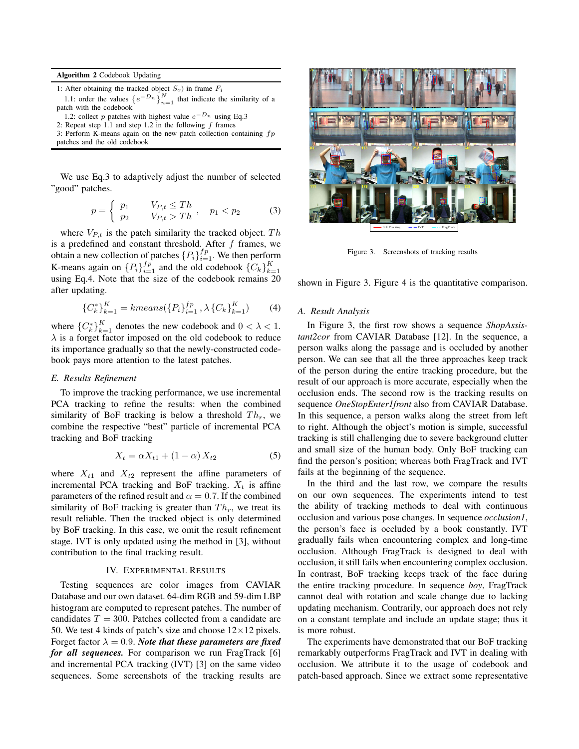**Algorithm 2** Codebook Updating

1: After obtaining the tracked object $S_o$) in frame $F_i$

1.1: order the values $\{e^{-D_n}\}_{n=1}^{N}$ that indicate the similarity of a patch with the codebook

1.2: collect $p$ patches with highest value $e^{-D_n}$ using Eq.3

2: Repeat step 1.1 and step 1.2 in the following $f$ frames

3: Perform K-means again on the new patch collection containing $fp$ patches and the old codebook

We use Eq.3 to adaptively adjust the number of selected "good" patches.

$$p = \begin{cases} p_1 & V_{P,t} \leq Th \\ p_2 & V_{P,t} > Th \end{cases}, \quad p_1 < p_2 \tag{3}$$

where $V_{P,t}$ is the patch similarity the tracked object. $Th$ is a predefined and constant threshold. After $f$ frames, we obtain a new collection of patches $\{P_i\}_{i=1}^{fp}$. We then perform K-means again on $\{P_i\}_{i=1}^{fp}$ and the old codebook $\{C_k\}_{k=1}^{K}$ using Eq.4. Note that the size of the codebook remains 20 after updating.

$$\{C_k^*\}_{k=1}^{K} = kmeans(\{P_i\}_{i=1}^{fp}, \lambda \{C_k\}_{k=1}^{K}) \tag{4}$$

where $\{C_k^*\}_{k=1}^{K}$ denotes the new codebook and $0 < \lambda < 1$. $\lambda$ is a forget factor imposed on the old codebook to reduce its importance gradually so that the newly-constructed codebook pays more attention to the latest patches.

### E. Results Refinement

To improve the tracking performance, we use incremental PCA tracking to refine the results: when the combined similarity of BoF tracking is below a threshold $Th_r$, we combine the respective "best" particle of incremental PCA tracking and BoF tracking

$$X_t = \alpha X_{t1} + (1 - \alpha) X_{t2} \tag{5}$$

where $X_{t1}$ and $X_{t2}$ represent the affine parameters of incremental PCA tracking and BoF tracking. $X_t$ is affine parameters of the refined result and $\alpha = 0.7$. If the combined similarity of BoF tracking is greater than $Th_r$, we treat its result reliable. Then the tracked object is only determined by BoF tracking. In this case, we omit the result refinement stage. IVT is only updated using the method in [3], without contribution to the final tracking result.

## IV. Experimental Results

Testing sequences are color images from CAVIAR Database and our own dataset. 64-dim RGB and 59-dim LBP histogram are computed to represent patches. The number of candidates $T = 300$. Patches collected from a candidate are 50. We test 4 kinds of patch's size and choose $12 \times 12$ pixels. Forget factor $\lambda = 0.9$. ***Note that these parameters are fixed for all sequences.*** For comparison we run FragTrack [6] and incremental PCA tracking (IVT) [3] on the same video sequences. Some screenshots of the tracking results are shown in Figure 3. Figure 4 is the quantitative comparison.

Figure 3. Screenshots of tracking results

### A. Result Analysis

In Figure 3, the first row shows a sequence *ShopAssistant2cor* from CAVIAR Database [12]. In the sequence, a person walks along the passage and is occluded by another person. We can see that all the three approaches keep track of the person during the entire tracking procedure, but the result of our approach is more accurate, especially when the occlusion ends. The second row is the tracking results on sequence *OneStopEnter1front* also from CAVIAR Database. In this sequence, a person walks along the street from left to right. Although the object's motion is simple, successful tracking is still challenging due to severe background clutter and small size of the human body. Only BoF tracking can find the person's position; whereas both FragTrack and IVT fails at the beginning of the sequence.

In the third and the last row, we compare the results on our own sequences. The experiments intend to test the ability of tracking methods to deal with continuous occlusion and various pose changes. In sequence *occlusion1*, the person's face is occluded by a book constantly. IVT gradually fails when encountering complex and long-time occlusion. Although FragTrack is designed to deal with occlusion, it still fails when encountering complex occlusion. In contrast, BoF tracking keeps track of the face during the entire tracking procedure. In sequence *boy*, FragTrack cannot deal with rotation and scale change due to lacking updating mechanism. Contrarily, our approach does not rely on a constant template and include an update stage; thus it is more robust.

The experiments have demonstrated that our BoF tracking remarkably outperforms FragTrack and IVT in dealing with occlusion. We attribute it to the usage of codebook and patch-based approach. Since we extract some representative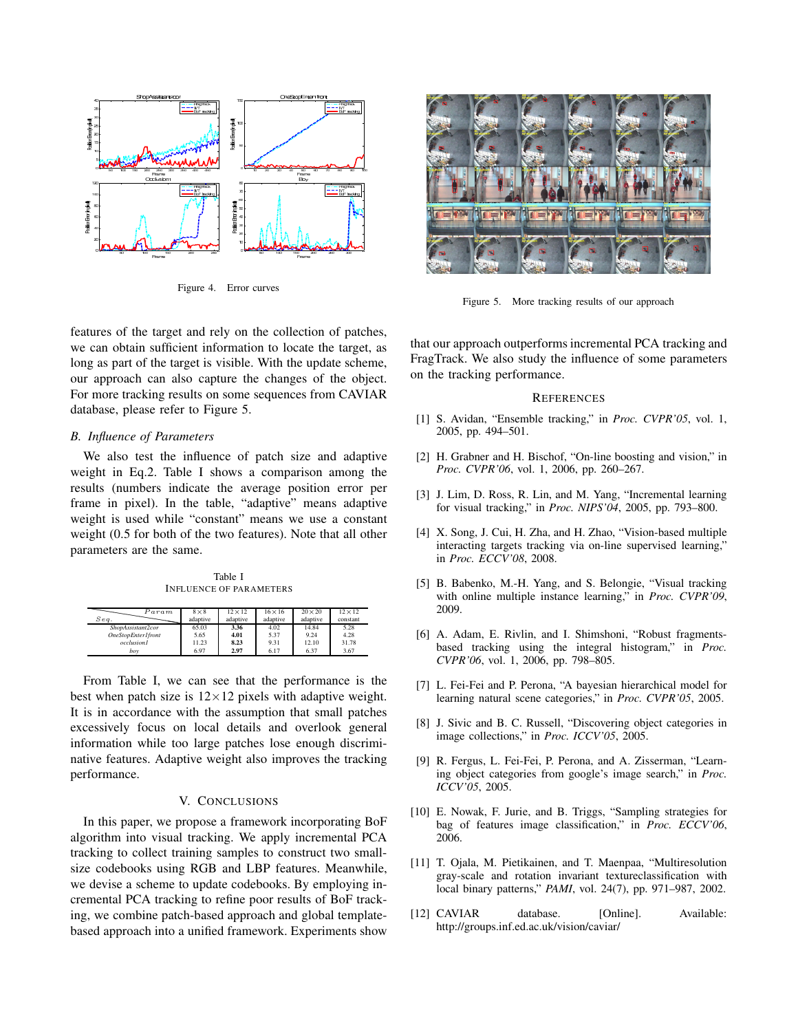Figure 4. Error curves

Figure 5. More tracking results of our approach

features of the target and rely on the collection of patches, we can obtain sufficient information to locate the target, as long as part of the target is visible. With the update scheme, our approach can also capture the changes of the object. For more tracking results on some sequences from CAVIAR database, please refer to Figure 5.

### B. Influence of Parameters

We also test the influence of patch size and adaptive weight in Eq.2. Table I shows a comparison among the results (numbers indicate the average position error per frame in pixel). In the table, "adaptive" means adaptive weight is used while "constant" means we use a constant weight (0.5 for both of the two features). Note that all other parameters are the same.

Table I
INFLUENCE OF PARAMETERS

| *Param* / *Seq.* | $8\times8$ adaptive | $12\times12$ adaptive | $16\times16$ adaptive | $20\times20$ adaptive | $12\times12$ constant |
|---|---|---|---|---|---|
| *ShopAssistant2cor* | 65.03 | **3.36** | 4.02 | 14.84 | 5.28 |
| *OneStopEnter1front* | 5.65 | **4.01** | 5.37 | 9.24 | 4.28 |
| *occlusion1* | 11.23 | **8.23** | 9.31 | 12.10 | 31.78 |
| *boy* | 6.97 | **2.97** | 6.17 | 6.37 | 3.67 |

From Table I, we can see that the performance is the best when patch size is $12\times12$ pixels with adaptive weight. It is in accordance with the assumption that small patches excessively focus on local details and overlook general information while too large patches lose enough discriminative features. Adaptive weight also improves the tracking performance.

## V. Conclusions

In this paper, we propose a framework incorporating BoF algorithm into visual tracking. We apply incremental PCA tracking to collect training samples to construct two small-size codebooks using RGB and LBP features. Meanwhile, we devise a scheme to update codebooks. By employing incremental PCA tracking to refine poor results of BoF tracking, we combine patch-based approach and global template-based approach into a unified framework. Experiments show that our approach outperforms incremental PCA tracking and FragTrack. We also study the influence of some parameters on the tracking performance.

## References

[1] S. Avidan, "Ensemble tracking," in *Proc. CVPR'05*, vol. 1, 2005, pp. 494–501.

[2] H. Grabner and H. Bischof, "On-line boosting and vision," in *Proc. CVPR'06*, vol. 1, 2006, pp. 260–267.

[3] J. Lim, D. Ross, R. Lin, and M. Yang, "Incremental learning for visual tracking," in *Proc. NIPS'04*, 2005, pp. 793–800.

[4] X. Song, J. Cui, H. Zha, and H. Zhao, "Vision-based multiple interacting targets tracking via on-line supervised learning," in *Proc. ECCV'08*, 2008.

[5] B. Babenko, M.-H. Yang, and S. Belongie, "Visual tracking with online multiple instance learning," in *Proc. CVPR'09*, 2009.

[6] A. Adam, E. Rivlin, and I. Shimshoni, "Robust fragments-based tracking using the integral histogram," in *Proc. CVPR'06*, vol. 1, 2006, pp. 798–805.

[7] L. Fei-Fei and P. Perona, "A bayesian hierarchical model for learning natural scene categories," in *Proc. CVPR'05*, 2005.

[8] J. Sivic and B. C. Russell, "Discovering object categories in image collections," in *Proc. ICCV'05*, 2005.

[9] R. Fergus, L. Fei-Fei, P. Perona, and A. Zisserman, "Learning object categories from google's image search," in *Proc. ICCV'05*, 2005.

[10] E. Nowak, F. Jurie, and B. Triggs, "Sampling strategies for bag of features image classification," in *Proc. ECCV'06*, 2006.

[11] T. Ojala, M. Pietikainen, and T. Maenpaa, "Multiresolution gray-scale and rotation invariant textureclassification with local binary patterns," *PAMI*, vol. 24(7), pp. 971–987, 2002.

[12] CAVIAR database. [Online]. Available: http://groups.inf.ed.ac.uk/vision/caviar/